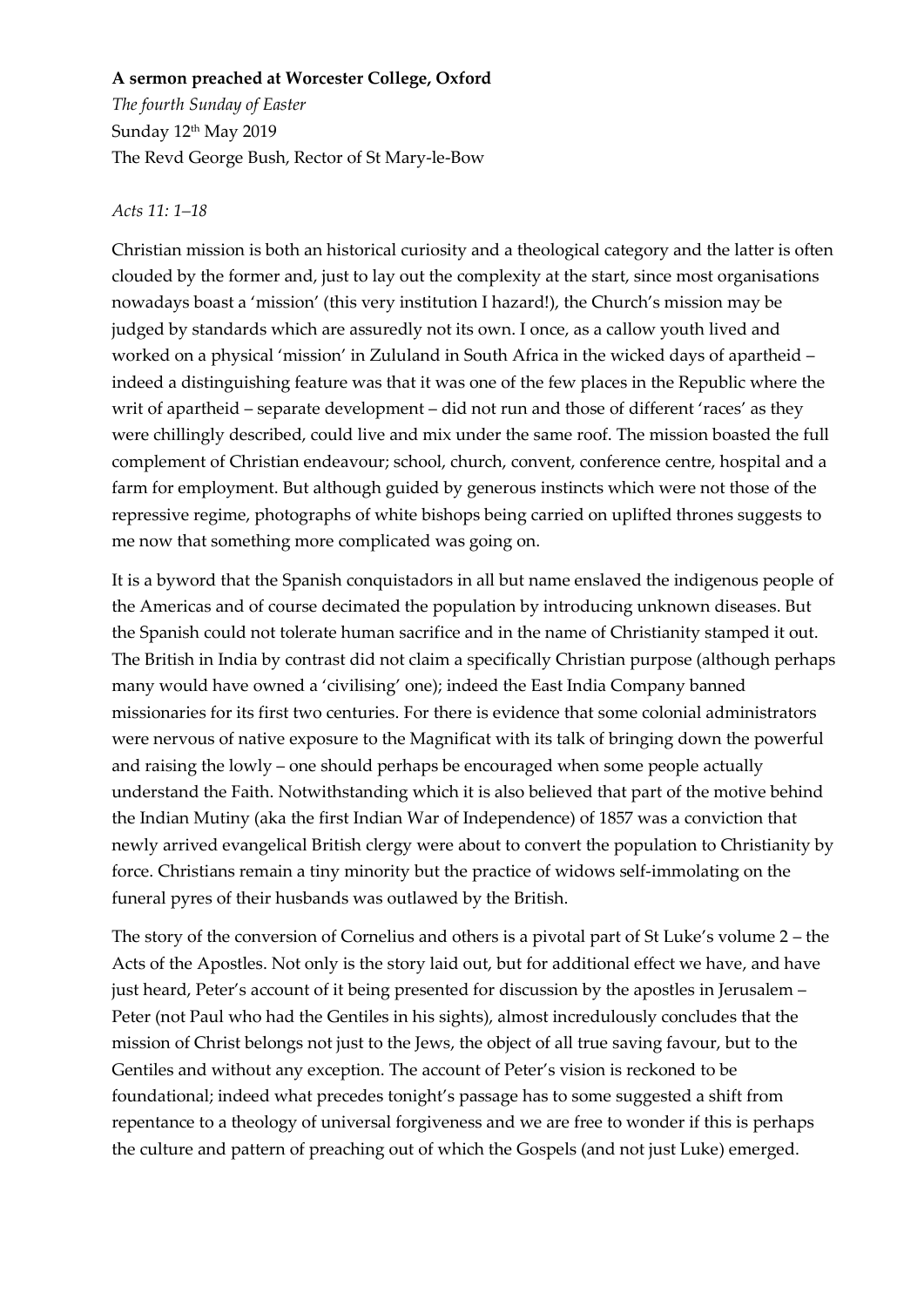**A sermon preached at Worcester College, Oxford**

*The fourth Sunday of Easter*

Sunday 12th May 2019

The Revd George Bush, Rector of St Mary-le-Bow

*Acts 11: 1–18*

Christian mission is both an historical curiosity and a theological category and the latter is often clouded by the former and, just to lay out the complexity at the start, since most organisations nowadays boast a 'mission' (this very institution I hazard!), the Church's mission may be judged by standards which are assuredly not its own. I once, as a callow youth lived and worked on a physical 'mission' in Zululand in South Africa in the wicked days of apartheid – indeed a distinguishing feature was that it was one of the few places in the Republic where the writ of apartheid – separate development – did not run and those of different 'races' as they were chillingly described, could live and mix under the same roof. The mission boasted the full complement of Christian endeavour; school, church, convent, conference centre, hospital and a farm for employment. But although guided by generous instincts which were not those of the repressive regime, photographs of white bishops being carried on uplifted thrones suggests to me now that something more complicated was going on.

It is a byword that the Spanish conquistadors in all but name enslaved the indigenous people of the Americas and of course decimated the population by introducing unknown diseases. But the Spanish could not tolerate human sacrifice and in the name of Christianity stamped it out. The British in India by contrast did not claim a specifically Christian purpose (although perhaps many would have owned a 'civilising' one); indeed the East India Company banned missionaries for its first two centuries. For there is evidence that some colonial administrators were nervous of native exposure to the Magnificat with its talk of bringing down the powerful and raising the lowly – one should perhaps be encouraged when some people actually understand the Faith. Notwithstanding which it is also believed that part of the motive behind the Indian Mutiny (aka the first Indian War of Independence) of 1857 was a conviction that newly arrived evangelical British clergy were about to convert the population to Christianity by force. Christians remain a tiny minority but the practice of widows self-immolating on the funeral pyres of their husbands was outlawed by the British.

The story of the conversion of Cornelius and others is a pivotal part of St Luke's volume 2 – the Acts of the Apostles. Not only is the story laid out, but for additional effect we have, and have just heard, Peter's account of it being presented for discussion by the apostles in Jerusalem – Peter (not Paul who had the Gentiles in his sights), almost incredulously concludes that the mission of Christ belongs not just to the Jews, the object of all true saving favour, but to the Gentiles and without any exception. The account of Peter's vision is reckoned to be foundational; indeed what precedes tonight's passage has to some suggested a shift from repentance to a theology of universal forgiveness and we are free to wonder if this is perhaps the culture and pattern of preaching out of which the Gospels (and not just Luke) emerged.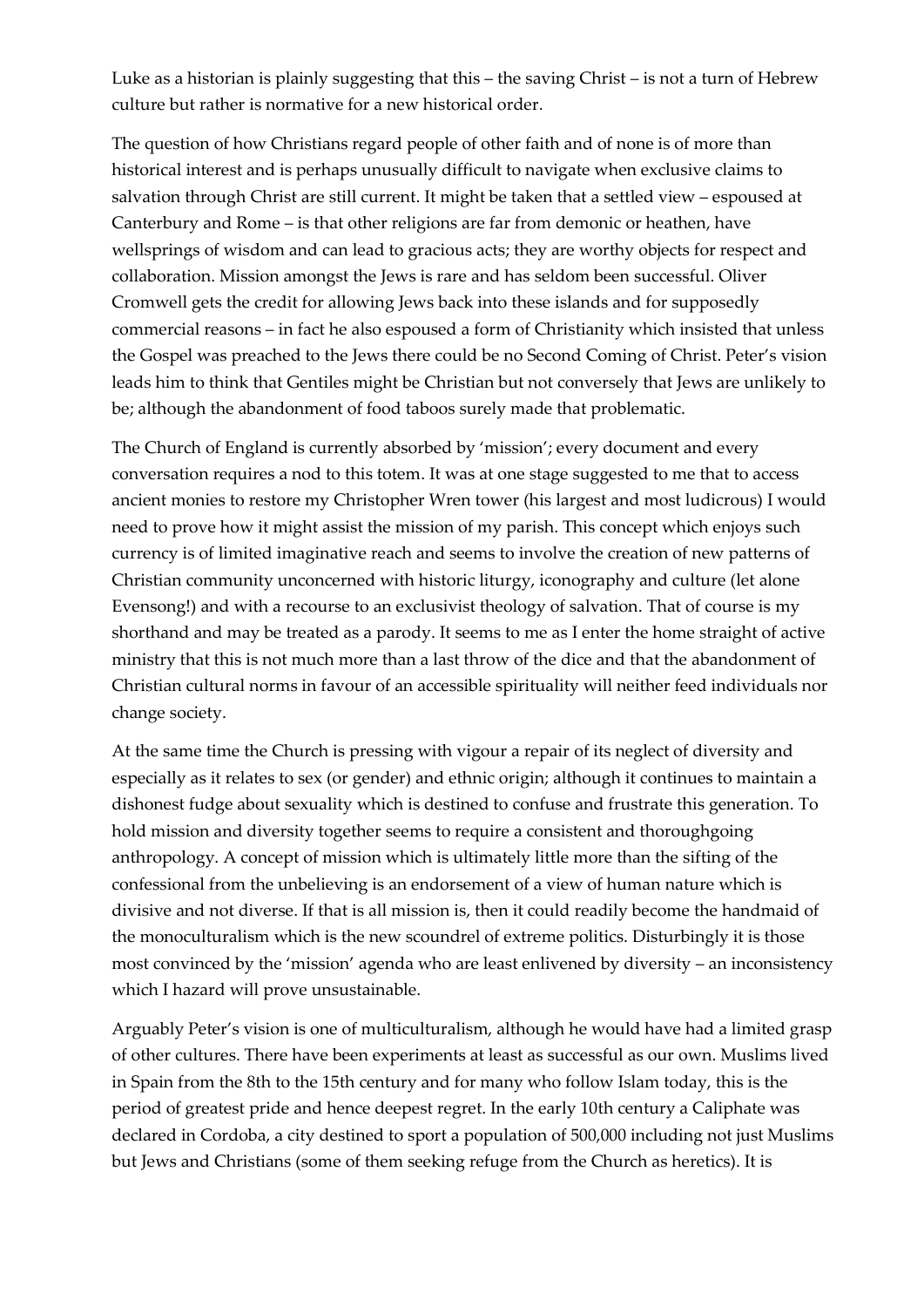Luke as a historian is plainly suggesting that this – the saving Christ – is not a turn of Hebrew culture but rather is normative for a new historical order.

The question of how Christians regard people of other faith and of none is of more than historical interest and is perhaps unusually difficult to navigate when exclusive claims to salvation through Christ are still current. It might be taken that a settled view – espoused at Canterbury and Rome – is that other religions are far from demonic or heathen, have wellsprings of wisdom and can lead to gracious acts; they are worthy objects for respect and collaboration. Mission amongst the Jews is rare and has seldom been successful. Oliver Cromwell gets the credit for allowing Jews back into these islands and for supposedly commercial reasons – in fact he also espoused a form of Christianity which insisted that unless the Gospel was preached to the Jews there could be no Second Coming of Christ. Peter's vision leads him to think that Gentiles might be Christian but not conversely that Jews are unlikely to be; although the abandonment of food taboos surely made that problematic.

The Church of England is currently absorbed by 'mission'; every document and every conversation requires a nod to this totem. It was at one stage suggested to me that to access ancient monies to restore my Christopher Wren tower (his largest and most ludicrous) I would need to prove how it might assist the mission of my parish. This concept which enjoys such currency is of limited imaginative reach and seems to involve the creation of new patterns of Christian community unconcerned with historic liturgy, iconography and culture (let alone Evensong!) and with a recourse to an exclusivist theology of salvation. That of course is my shorthand and may be treated as a parody. It seems to me as I enter the home straight of active ministry that this is not much more than a last throw of the dice and that the abandonment of Christian cultural norms in favour of an accessible spirituality will neither feed individuals nor change society.

At the same time the Church is pressing with vigour a repair of its neglect of diversity and especially as it relates to sex (or gender) and ethnic origin; although it continues to maintain a dishonest fudge about sexuality which is destined to confuse and frustrate this generation. To hold mission and diversity together seems to require a consistent and thoroughgoing anthropology. A concept of mission which is ultimately little more than the sifting of the confessional from the unbelieving is an endorsement of a view of human nature which is divisive and not diverse. If that is all mission is, then it could readily become the handmaid of the monoculturalism which is the new scoundrel of extreme politics. Disturbingly it is those most convinced by the 'mission' agenda who are least enlivened by diversity – an inconsistency which I hazard will prove unsustainable.

Arguably Peter's vision is one of multiculturalism, although he would have had a limited grasp of other cultures. There have been experiments at least as successful as our own. Muslims lived in Spain from the 8th to the 15th century and for many who follow Islam today, this is the period of greatest pride and hence deepest regret. In the early 10th century a Caliphate was declared in Cordoba, a city destined to sport a population of 500,000 including not just Muslims but Jews and Christians (some of them seeking refuge from the Church as heretics). It is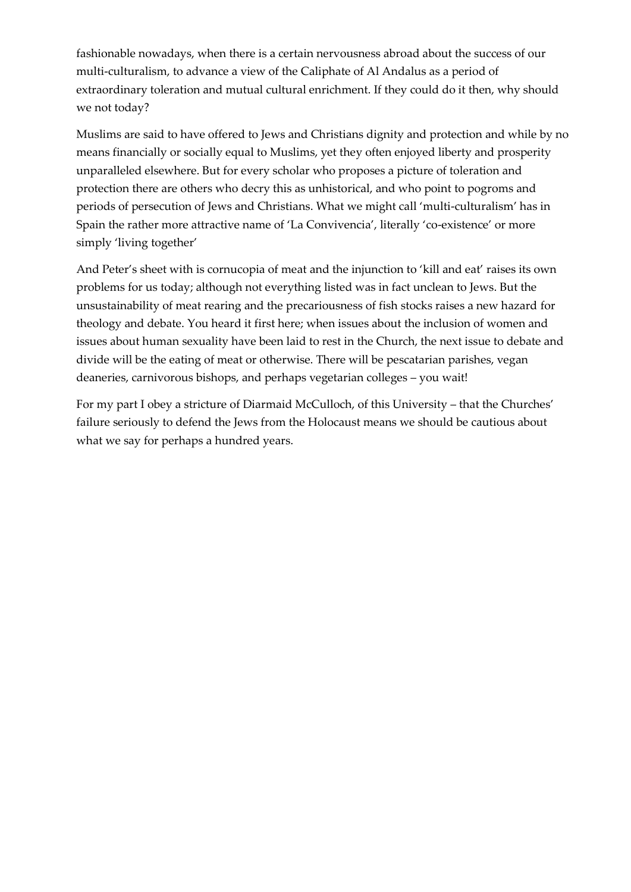fashionable nowadays, when there is a certain nervousness abroad about the success of our multi-culturalism, to advance a view of the Caliphate of Al Andalus as a period of extraordinary toleration and mutual cultural enrichment. If they could do it then, why should we not today?

Muslims are said to have offered to Jews and Christians dignity and protection and while by no means financially or socially equal to Muslims, yet they often enjoyed liberty and prosperity unparalleled elsewhere. But for every scholar who proposes a picture of toleration and protection there are others who decry this as unhistorical, and who point to pogroms and periods of persecution of Jews and Christians. What we might call 'multi-culturalism' has in Spain the rather more attractive name of 'La Convivencia', literally 'co-existence' or more simply 'living together'

And Peter's sheet with is cornucopia of meat and the injunction to 'kill and eat' raises its own problems for us today; although not everything listed was in fact unclean to Jews. But the unsustainability of meat rearing and the precariousness of fish stocks raises a new hazard for theology and debate. You heard it first here; when issues about the inclusion of women and issues about human sexuality have been laid to rest in the Church, the next issue to debate and divide will be the eating of meat or otherwise. There will be pescatarian parishes, vegan deaneries, carnivorous bishops, and perhaps vegetarian colleges – you wait!

For my part I obey a stricture of Diarmaid McCulloch, of this University – that the Churches' failure seriously to defend the Jews from the Holocaust means we should be cautious about what we say for perhaps a hundred years.